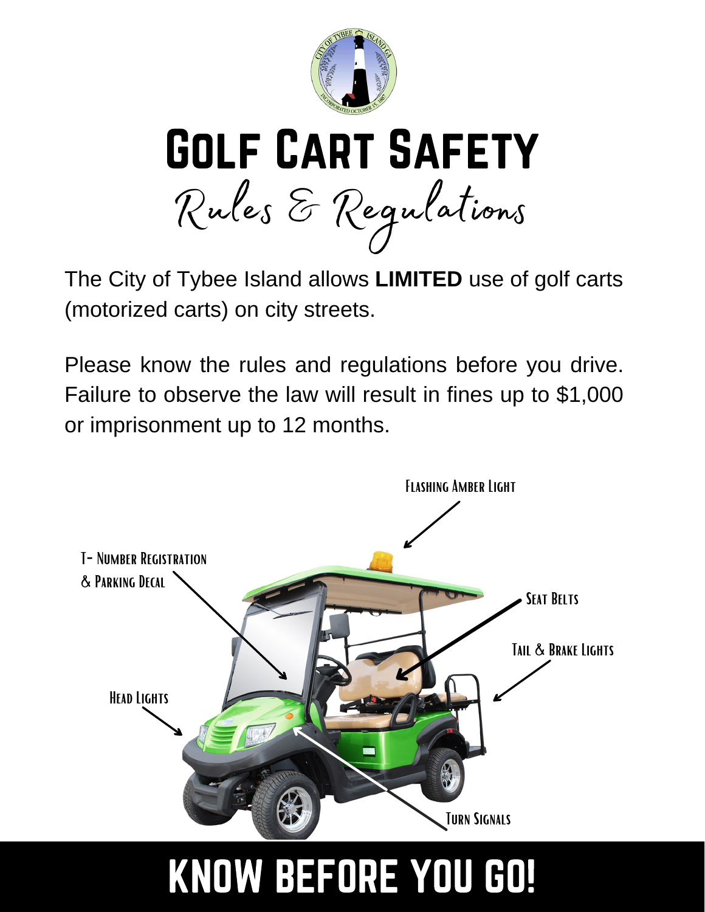# Golf Cart Safety

## Rules & Regulations

The City of Tybee Island allows **LIMITED** use of golf carts (motorized carts) on city streets.

Please know the rules and regulations before you drive. Failure to observe the law will result in fines up to $1,000 or imprisonment up to 12 months.

- Flashing Amber Light
- T- Number Registration & Parking Decal
- Seat Belts
- Tail & Brake Lights
- Head Lights
- Turn Signals

## KNOW BEFORE YOU GO!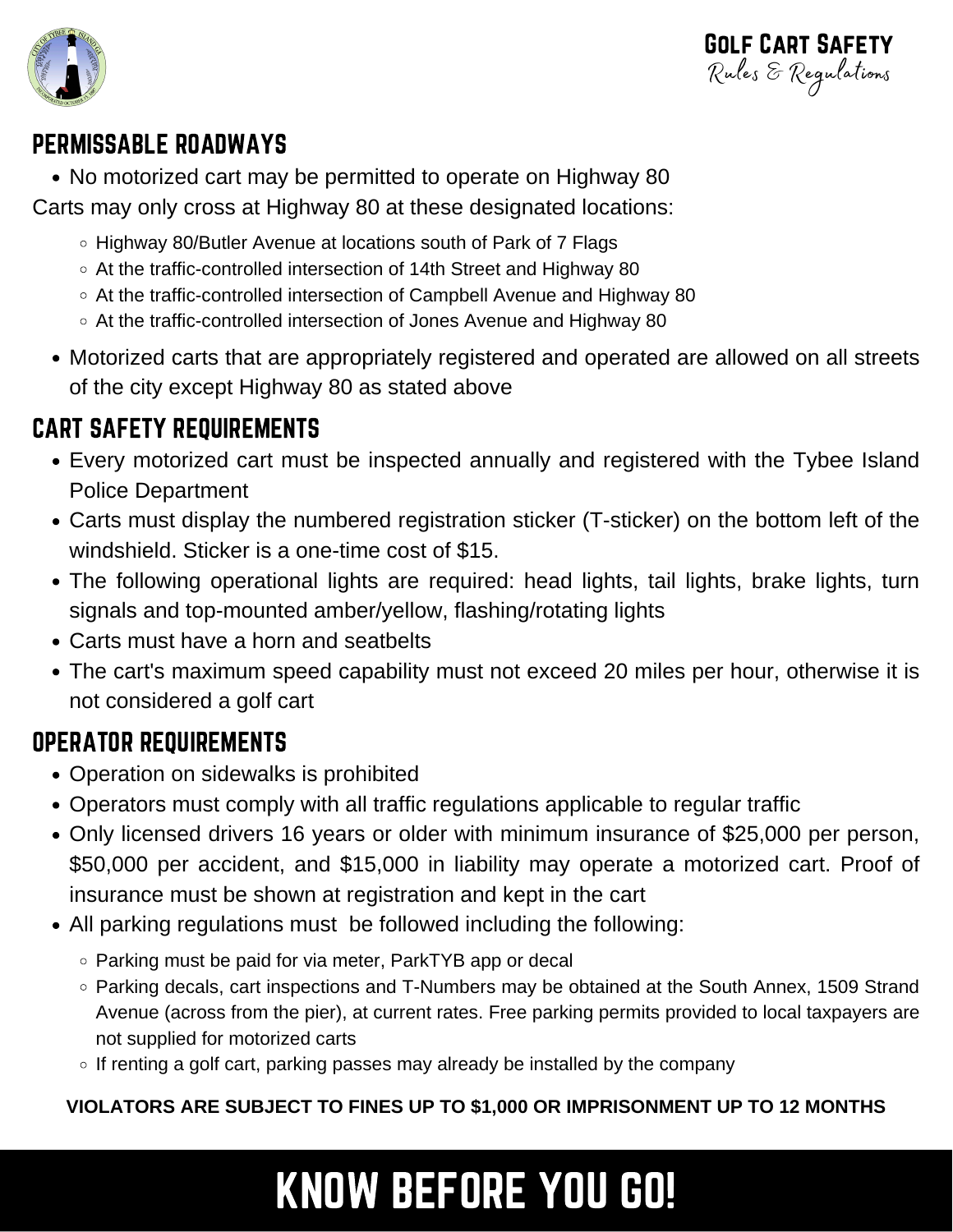**Golf Cart Safety**
*Rules & Regulations*

## PERMISSABLE ROADWAYS

- No motorized cart may be permitted to operate on Highway 80

Carts may only cross at Highway 80 at these designated locations:

  - Highway 80/Butler Avenue at locations south of Park of 7 Flags
  - At the traffic-controlled intersection of 14th Street and Highway 80
  - At the traffic-controlled intersection of Campbell Avenue and Highway 80
  - At the traffic-controlled intersection of Jones Avenue and Highway 80

- Motorized carts that are appropriately registered and operated are allowed on all streets of the city except Highway 80 as stated above

## CART SAFETY REQUIREMENTS

- Every motorized cart must be inspected annually and registered with the Tybee Island Police Department
- Carts must display the numbered registration sticker (T-sticker) on the bottom left of the windshield. Sticker is a one-time cost of $15.
- The following operational lights are required: head lights, tail lights, brake lights, turn signals and top-mounted amber/yellow, flashing/rotating lights
- Carts must have a horn and seatbelts
- The cart's maximum speed capability must not exceed 20 miles per hour, otherwise it is not considered a golf cart

## OPERATOR REQUIREMENTS

- Operation on sidewalks is prohibited
- Operators must comply with all traffic regulations applicable to regular traffic
- Only licensed drivers 16 years or older with minimum insurance of $25,000 per person, $50,000 per accident, and $15,000 in liability may operate a motorized cart. Proof of insurance must be shown at registration and kept in the cart
- All parking regulations must be followed including the following:
  - Parking must be paid for via meter, ParkTYB app or decal
  - Parking decals, cart inspections and T-Numbers may be obtained at the South Annex, 1509 Strand Avenue (across from the pier), at current rates. Free parking permits provided to local taxpayers are not supplied for motorized carts
  - If renting a golf cart, parking passes may already be installed by the company

**VIOLATORS ARE SUBJECT TO FINES UP TO $1,000 OR IMPRISONMENT UP TO 12 MONTHS**

# KNOW BEFORE YOU GO!